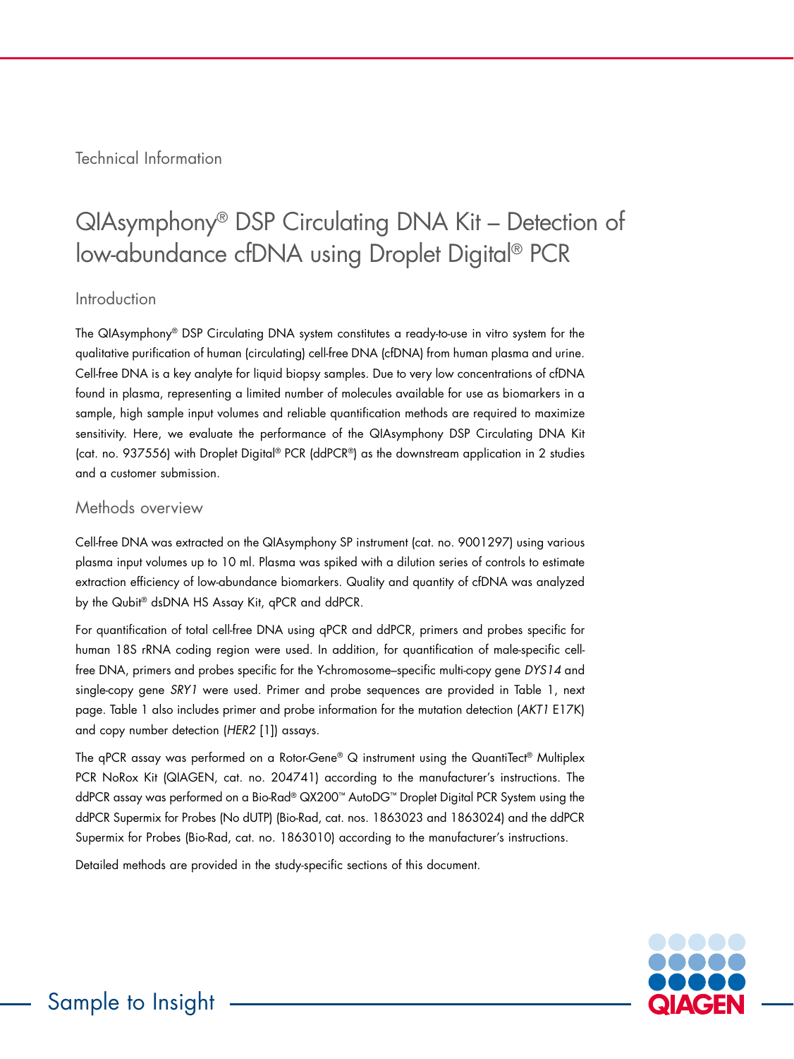Technical Information

# QIAsymphony® DSP Circulating DNA Kit – Detection of low-abundance cfDNA using Droplet Digital® PCR

## Introduction

The QIAsymphony® DSP Circulating DNA system constitutes a ready-to-use in vitro system for the qualitative purification of human (circulating) cell-free DNA (cfDNA) from human plasma and urine. Cell-free DNA is a key analyte for liquid biopsy samples. Due to very low concentrations of cfDNA found in plasma, representing a limited number of molecules available for use as biomarkers in a sample, high sample input volumes and reliable quantification methods are required to maximize sensitivity. Here, we evaluate the performance of the QIAsymphony DSP Circulating DNA Kit (cat. no. 937556) with Droplet Digital® PCR (ddPCR®) as the downstream application in 2 studies and a customer submission.

## Methods overview

Cell-free DNA was extracted on the QIAsymphony SP instrument (cat. no. 9001297) using various plasma input volumes up to 10 ml. Plasma was spiked with a dilution series of controls to estimate extraction efficiency of low-abundance biomarkers. Quality and quantity of cfDNA was analyzed by the Qubit® dsDNA HS Assay Kit, qPCR and ddPCR.

For quantification of total cell-free DNA using qPCR and ddPCR, primers and probes specific for human 18S rRNA coding region were used. In addition, for quantification of male-specific cell-free DNA, primers and probes specific for the Y-chromosome–specific multi-copy gene *DYS14* and single-copy gene *SRY1* were used. Primer and probe sequences are provided in Table 1, next page. Table 1 also includes primer and probe information for the mutation detection (*AKT1* E17K) and copy number detection (*HER2* [1]) assays.

The qPCR assay was performed on a Rotor-Gene® Q instrument using the QuantiTect® Multiplex PCR NoRox Kit (QIAGEN, cat. no. 204741) according to the manufacturer's instructions. The ddPCR assay was performed on a Bio-Rad® QX200™ AutoDG™ Droplet Digital PCR System using the ddPCR Supermix for Probes (No dUTP) (Bio-Rad, cat. nos. 1863023 and 1863024) and the ddPCR Supermix for Probes (Bio-Rad, cat. no. 1863010) according to the manufacturer's instructions.

Detailed methods are provided in the study-specific sections of this document.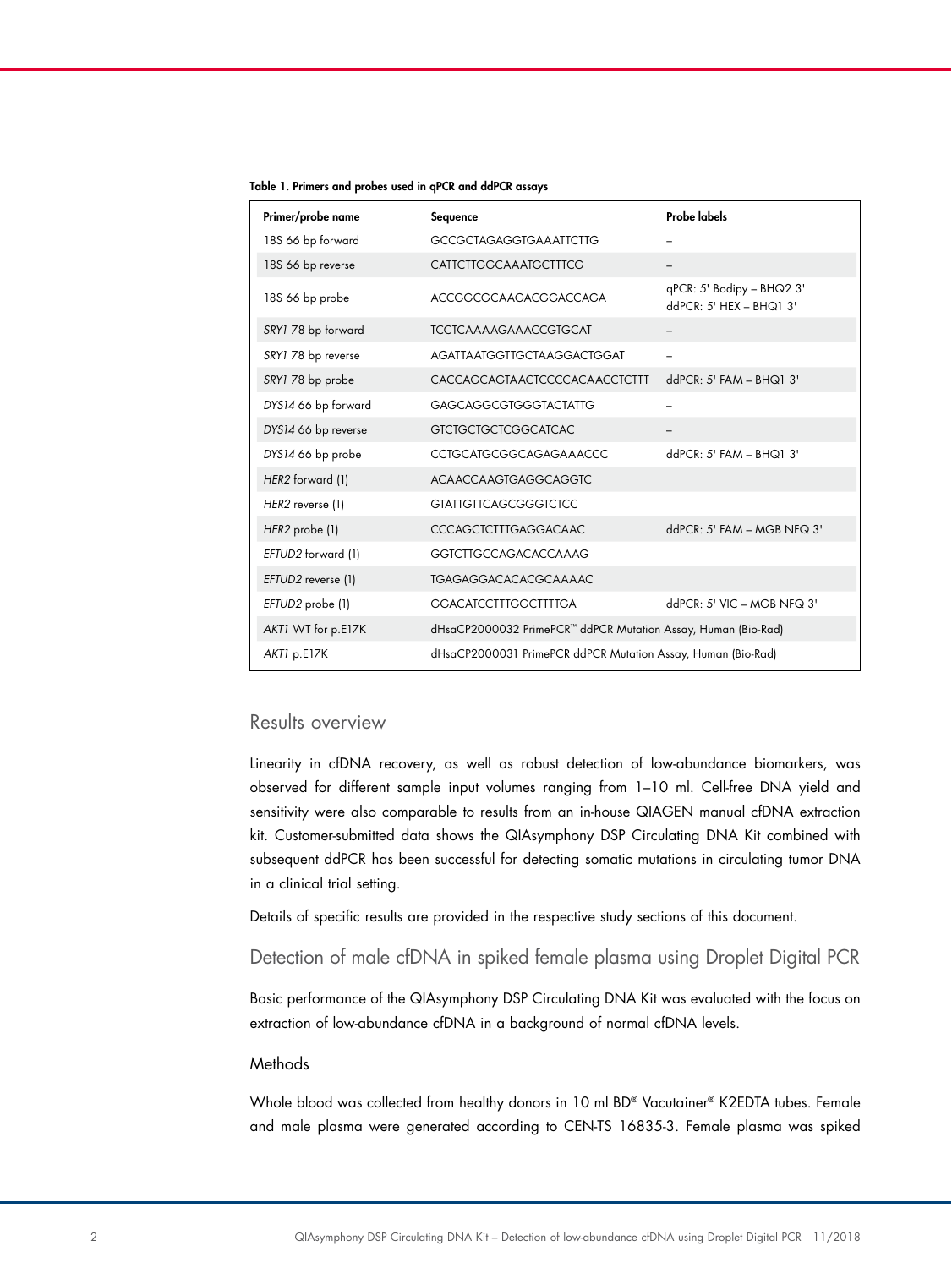**Table 1. Primers and probes used in qPCR and ddPCR assays**

| Primer/probe name | Sequence | Probe labels |
|---|---|---|
| 18S 66 bp forward | GCCGCTAGAGGTGAAATTCTTG | – |
| 18S 66 bp reverse | CATTCTTGGCAAATGCTTTCG | – |
| 18S 66 bp probe | ACCGGCGCAAGACGGACCAGA | qPCR: 5' Bodipy – BHQ2 3'<br>ddPCR: 5' HEX – BHQ1 3' |
| *SRY1* 78 bp forward | TCCTCAAAAGAAACCGTGCAT | – |
| *SRY1* 78 bp reverse | AGATTAATGGTTGCTAAGGACTGGAT | – |
| *SRY1* 78 bp probe | CACCAGCAGTAACTCCCCACAACCTCTTT | ddPCR: 5' FAM – BHQ1 3' |
| *DYS14* 66 bp forward | GAGCAGGCGTGGGTACTATTG | – |
| *DYS14* 66 bp reverse | GTCTGCTGCTCGGCATCAC | – |
| *DYS14* 66 bp probe | CCTGCATGCGGCAGAGAAACCC | ddPCR: 5' FAM – BHQ1 3' |
| *HER2* forward (1) | ACAACCAAGTGAGGCAGGTC | |
| *HER2* reverse (1) | GTATTGTTCAGCGGGTCTCC | |
| *HER2* probe (1) | CCCAGCTCTTTGAGGACAAC | ddPCR: 5' FAM – MGB NFQ 3' |
| *EFTUD2* forward (1) | GGTCTTGCCAGACACCAAAG | |
| *EFTUD2* reverse (1) | TGAGAGGACACACGCAAAAC | |
| *EFTUD2* probe (1) | GGACATCCTTTGGCTTTTGA | ddPCR: 5' VIC – MGB NFQ 3' |
| *AKT1* WT for p.E17K | dHsaCP2000032 PrimePCR™ ddPCR Mutation Assay, Human (Bio-Rad) | |
| *AKT1* p.E17K | dHsaCP2000031 PrimePCR ddPCR Mutation Assay, Human (Bio-Rad) | |

## Results overview

Linearity in cfDNA recovery, as well as robust detection of low-abundance biomarkers, was observed for different sample input volumes ranging from 1–10 ml. Cell-free DNA yield and sensitivity were also comparable to results from an in-house QIAGEN manual cfDNA extraction kit. Customer-submitted data shows the QIAsymphony DSP Circulating DNA Kit combined with subsequent ddPCR has been successful for detecting somatic mutations in circulating tumor DNA in a clinical trial setting.

Details of specific results are provided in the respective study sections of this document.

## Detection of male cfDNA in spiked female plasma using Droplet Digital PCR

Basic performance of the QIAsymphony DSP Circulating DNA Kit was evaluated with the focus on extraction of low-abundance cfDNA in a background of normal cfDNA levels.

### Methods

Whole blood was collected from healthy donors in 10 ml BD® Vacutainer® K2EDTA tubes. Female and male plasma were generated according to CEN-TS 16835-3. Female plasma was spiked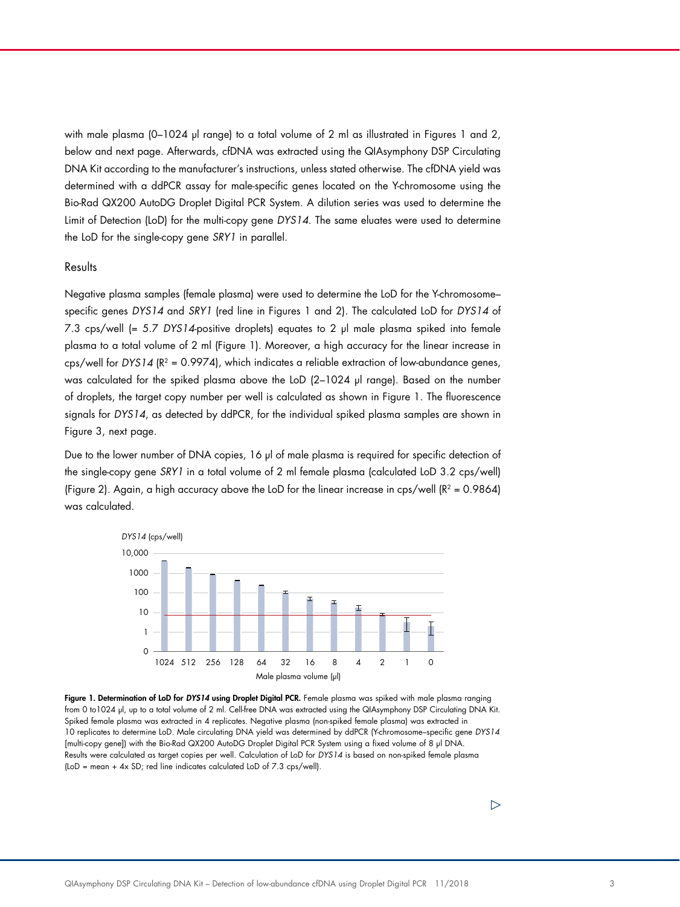with male plasma (0–1024 µl range) to a total volume of 2 ml as illustrated in Figures 1 and 2, below and next page. Afterwards, cfDNA was extracted using the QIAsymphony DSP Circulating DNA Kit according to the manufacturer's instructions, unless stated otherwise. The cfDNA yield was determined with a ddPCR assay for male-specific genes located on the Y-chromosome using the Bio-Rad QX200 AutoDG Droplet Digital PCR System. A dilution series was used to determine the Limit of Detection (LoD) for the multi-copy gene *DYS14*. The same eluates were used to determine the LoD for the single-copy gene *SRY1* in parallel.

## Results

Negative plasma samples (female plasma) were used to determine the LoD for the Y-chromosome–specific genes *DYS14* and *SRY1* (red line in Figures 1 and 2). The calculated LoD for *DYS14* of 7.3 cps/well (= 5.7 *DYS14*-positive droplets) equates to 2 µl male plasma spiked into female plasma to a total volume of 2 ml (Figure 1). Moreover, a high accuracy for the linear increase in cps/well for *DYS14* ($R^2$ = 0.9974), which indicates a reliable extraction of low-abundance genes, was calculated for the spiked plasma above the LoD (2–1024 µl range). Based on the number of droplets, the target copy number per well is calculated as shown in Figure 1. The fluorescence signals for *DYS14*, as detected by ddPCR, for the individual spiked plasma samples are shown in Figure 3, next page.

Due to the lower number of DNA copies, 16 µl of male plasma is required for specific detection of the single-copy gene *SRY1* in a total volume of 2 ml female plasma (calculated LoD 3.2 cps/well) (Figure 2). Again, a high accuracy above the LoD for the linear increase in cps/well ($R^2$ = 0.9864) was calculated.

**Figure 1. Determination of LoD for *DYS14* using Droplet Digital PCR.** Female plasma was spiked with male plasma ranging from 0 to1024 µl, up to a total volume of 2 ml. Cell-free DNA was extracted using the QIAsymphony DSP Circulating DNA Kit. Spiked female plasma was extracted in 4 replicates. Negative plasma (non-spiked female plasma) was extracted in 10 replicates to determine LoD. Male circulating DNA yield was determined by ddPCR (Y-chromosome–specific gene *DYS14* [multi-copy gene]) with the Bio-Rad QX200 AutoDG Droplet Digital PCR System using a fixed volume of 8 µl DNA. Results were calculated as target copies per well. Calculation of LoD for *DYS14* is based on non-spiked female plasma (LoD = mean + 4x SD; red line indicates calculated LoD of 7.3 cps/well).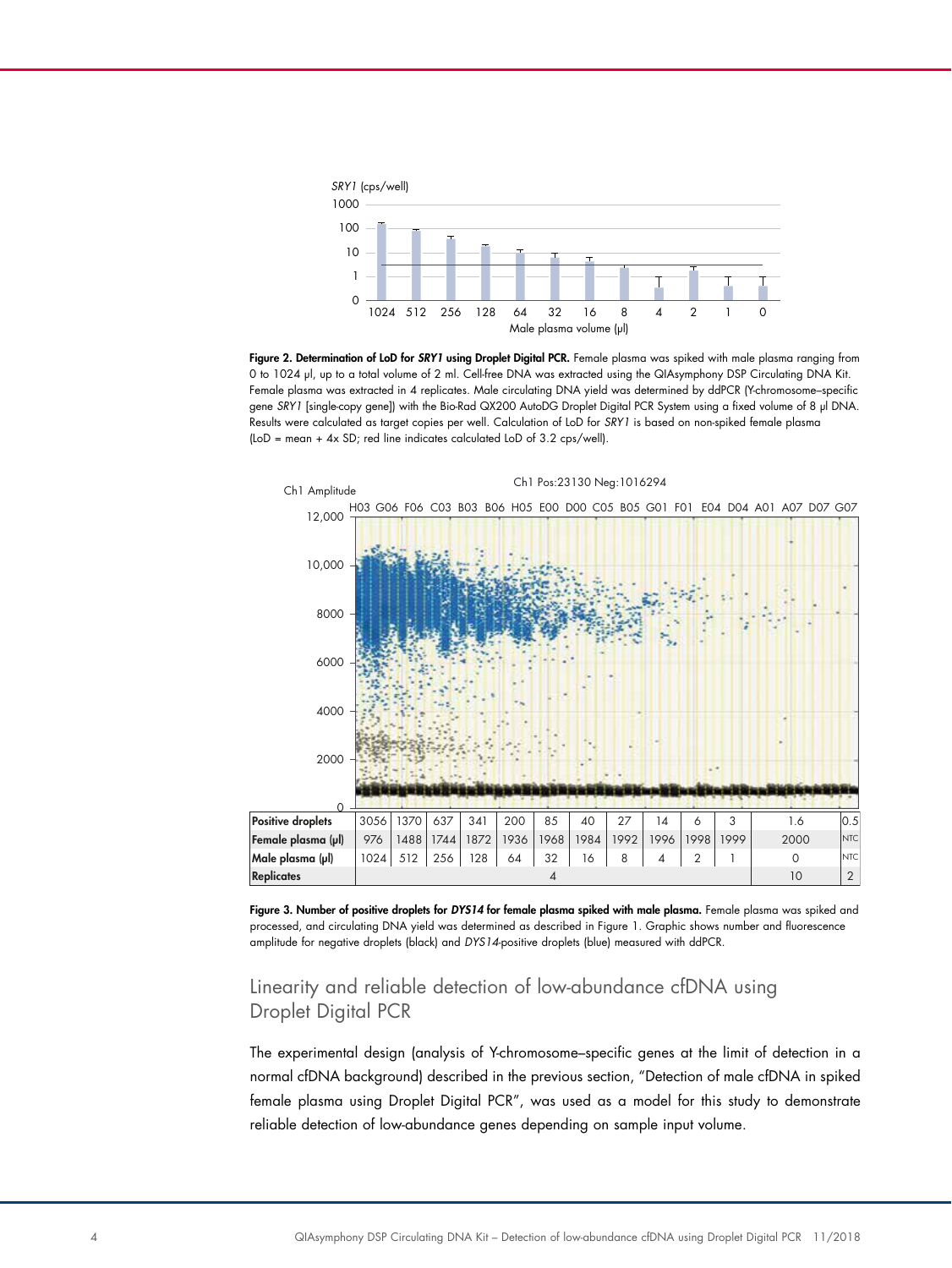**Figure 2. Determination of LoD for *SRY1* using Droplet Digital PCR.** Female plasma was spiked with male plasma ranging from 0 to 1024 µl, up to a total volume of 2 ml. Cell-free DNA was extracted using the QIAsymphony DSP Circulating DNA Kit. Female plasma was extracted in 4 replicates. Male circulating DNA yield was determined by ddPCR (Y-chromosome–specific gene *SRY1* [single-copy gene]) with the Bio-Rad QX200 AutoDG Droplet Digital PCR System using a fixed volume of 8 µl DNA. Results were calculated as target copies per well. Calculation of LoD for *SRY1* is based on non-spiked female plasma (LoD = mean + 4x SD; red line indicates calculated LoD of 3.2 cps/well).

| Positive droplets | 3056 | 1370 | 637 | 341 | 200 | 85 | 40 | 27 | 14 | 6 | 3 | 1.6 | 0.5 |
|---|---|---|---|---|---|---|---|---|---|---|---|---|---|
| Female plasma (µl) | 976 | 1488 | 1744 | 1872 | 1936 | 1968 | 1984 | 1992 | 1996 | 1998 | 1999 | 2000 | NTC |
| Male plasma (µl) | 1024 | 512 | 256 | 128 | 64 | 32 | 16 | 8 | 4 | 2 | 1 | 0 | NTC |
| Replicates | 4 | | | | | | | | | | | 10 | 2 |

**Figure 3. Number of positive droplets for *DYS14* for female plasma spiked with male plasma.** Female plasma was spiked and processed, and circulating DNA yield was determined as described in Figure 1. Graphic shows number and fluorescence amplitude for negative droplets (black) and *DYS14*-positive droplets (blue) measured with ddPCR.

## Linearity and reliable detection of low-abundance cfDNA using Droplet Digital PCR

The experimental design (analysis of Y-chromosome–specific genes at the limit of detection in a normal cfDNA background) described in the previous section, "Detection of male cfDNA in spiked female plasma using Droplet Digital PCR", was used as a model for this study to demonstrate reliable detection of low-abundance genes depending on sample input volume.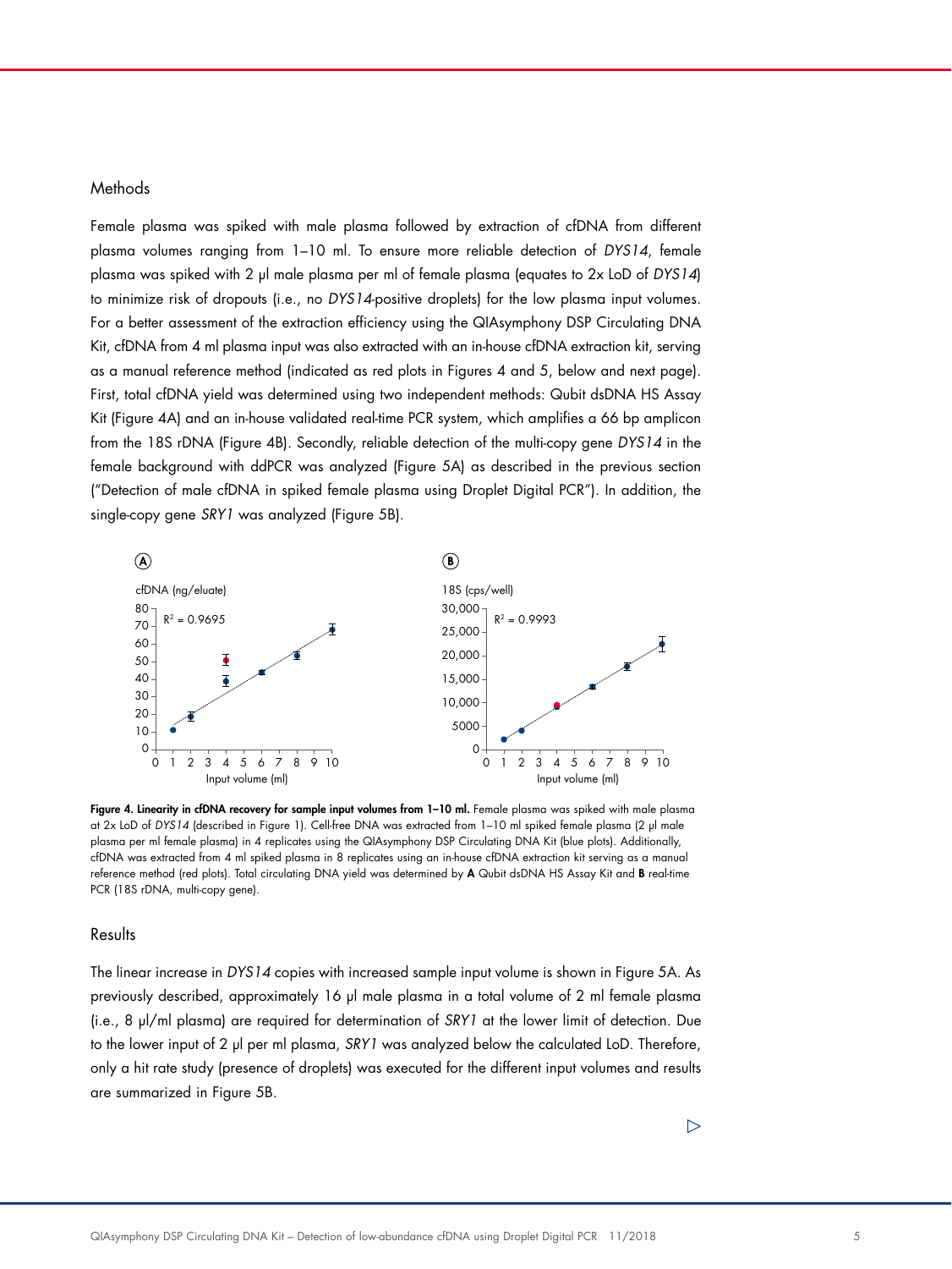### Methods

Female plasma was spiked with male plasma followed by extraction of cfDNA from different plasma volumes ranging from 1–10 ml. To ensure more reliable detection of *DYS14*, female plasma was spiked with 2 µl male plasma per ml of female plasma (equates to 2x LoD of *DYS14*) to minimize risk of dropouts (i.e., no *DYS14*-positive droplets) for the low plasma input volumes. For a better assessment of the extraction efficiency using the QIAsymphony DSP Circulating DNA Kit, cfDNA from 4 ml plasma input was also extracted with an in-house cfDNA extraction kit, serving as a manual reference method (indicated as red plots in Figures 4 and 5, below and next page). First, total cfDNA yield was determined using two independent methods: Qubit dsDNA HS Assay Kit (Figure 4A) and an in-house validated real-time PCR system, which amplifies a 66 bp amplicon from the 18S rDNA (Figure 4B). Secondly, reliable detection of the multi-copy gene *DYS14* in the female background with ddPCR was analyzed (Figure 5A) as described in the previous section ("Detection of male cfDNA in spiked female plasma using Droplet Digital PCR"). In addition, the single-copy gene *SRY1* was analyzed (Figure 5B).

**Figure 4. Linearity in cfDNA recovery for sample input volumes from 1–10 ml.** Female plasma was spiked with male plasma at 2x LoD of *DYS14* (described in Figure 1). Cell-free DNA was extracted from 1–10 ml spiked female plasma (2 µl male plasma per ml female plasma) in 4 replicates using the QIAsymphony DSP Circulating DNA Kit (blue plots). Additionally, cfDNA was extracted from 4 ml spiked plasma in 8 replicates using an in-house cfDNA extraction kit serving as a manual reference method (red plots). Total circulating DNA yield was determined by **A** Qubit dsDNA HS Assay Kit and **B** real-time PCR (18S rDNA, multi-copy gene).

### Results

The linear increase in *DYS14* copies with increased sample input volume is shown in Figure 5A. As previously described, approximately 16 µl male plasma in a total volume of 2 ml female plasma (i.e., 8 µl/ml plasma) are required for determination of *SRY1* at the lower limit of detection. Due to the lower input of 2 µl per ml plasma, *SRY1* was analyzed below the calculated LoD. Therefore, only a hit rate study (presence of droplets) was executed for the different input volumes and results are summarized in Figure 5B.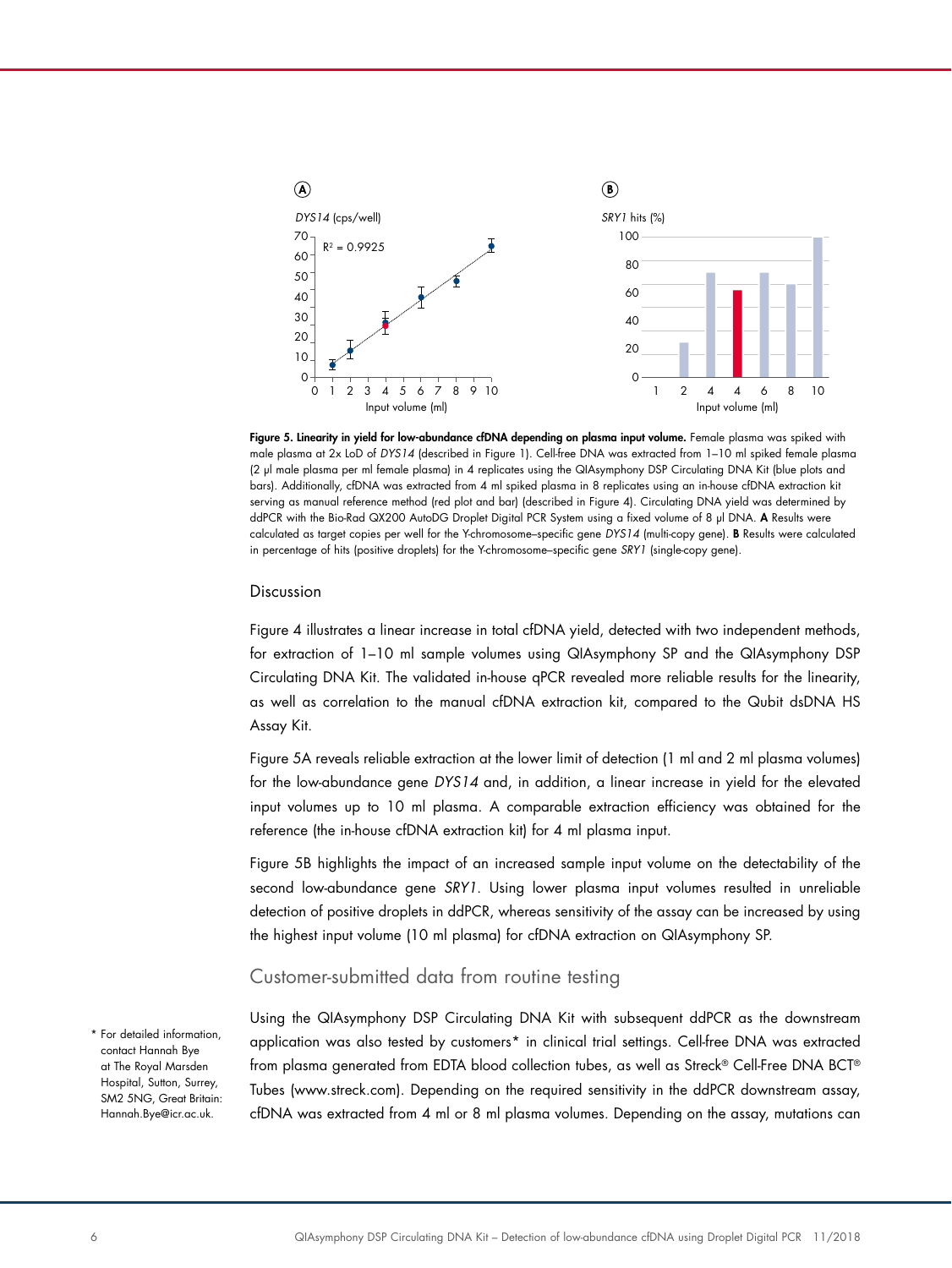**Figure 5. Linearity in yield for low-abundance cfDNA depending on plasma input volume.** Female plasma was spiked with male plasma at 2x LoD of *DYS14* (described in Figure 1). Cell-free DNA was extracted from 1–10 ml spiked female plasma (2 µl male plasma per ml female plasma) in 4 replicates using the QIAsymphony DSP Circulating DNA Kit (blue plots and bars). Additionally, cfDNA was extracted from 4 ml spiked plasma in 8 replicates using an in-house cfDNA extraction kit serving as manual reference method (red plot and bar) (described in Figure 4). Circulating DNA yield was determined by ddPCR with the Bio-Rad QX200 AutoDG Droplet Digital PCR System using a fixed volume of 8 µl DNA. **A** Results were calculated as target copies per well for the Y-chromosome–specific gene *DYS14* (multi-copy gene). **B** Results were calculated in percentage of hits (positive droplets) for the Y-chromosome–specific gene *SRY1* (single-copy gene).

## Discussion

Figure 4 illustrates a linear increase in total cfDNA yield, detected with two independent methods, for extraction of 1–10 ml sample volumes using QIAsymphony SP and the QIAsymphony DSP Circulating DNA Kit. The validated in-house qPCR revealed more reliable results for the linearity, as well as correlation to the manual cfDNA extraction kit, compared to the Qubit dsDNA HS Assay Kit.

Figure 5A reveals reliable extraction at the lower limit of detection (1 ml and 2 ml plasma volumes) for the low-abundance gene *DYS14* and, in addition, a linear increase in yield for the elevated input volumes up to 10 ml plasma. A comparable extraction efficiency was obtained for the reference (the in-house cfDNA extraction kit) for 4 ml plasma input.

Figure 5B highlights the impact of an increased sample input volume on the detectability of the second low-abundance gene *SRY1*. Using lower plasma input volumes resulted in unreliable detection of positive droplets in ddPCR, whereas sensitivity of the assay can be increased by using the highest input volume (10 ml plasma) for cfDNA extraction on QIAsymphony SP.

## Customer-submitted data from routine testing

Using the QIAsymphony DSP Circulating DNA Kit with subsequent ddPCR as the downstream application was also tested by customers* in clinical trial settings. Cell-free DNA was extracted from plasma generated from EDTA blood collection tubes, as well as Streck® Cell-Free DNA BCT® Tubes (www.streck.com). Depending on the required sensitivity in the ddPCR downstream assay, cfDNA was extracted from 4 ml or 8 ml plasma volumes. Depending on the assay, mutations can

* For detailed information, contact Hannah Bye at The Royal Marsden Hospital, Sutton, Surrey, SM2 5NG, Great Britain: Hannah.Bye@icr.ac.uk.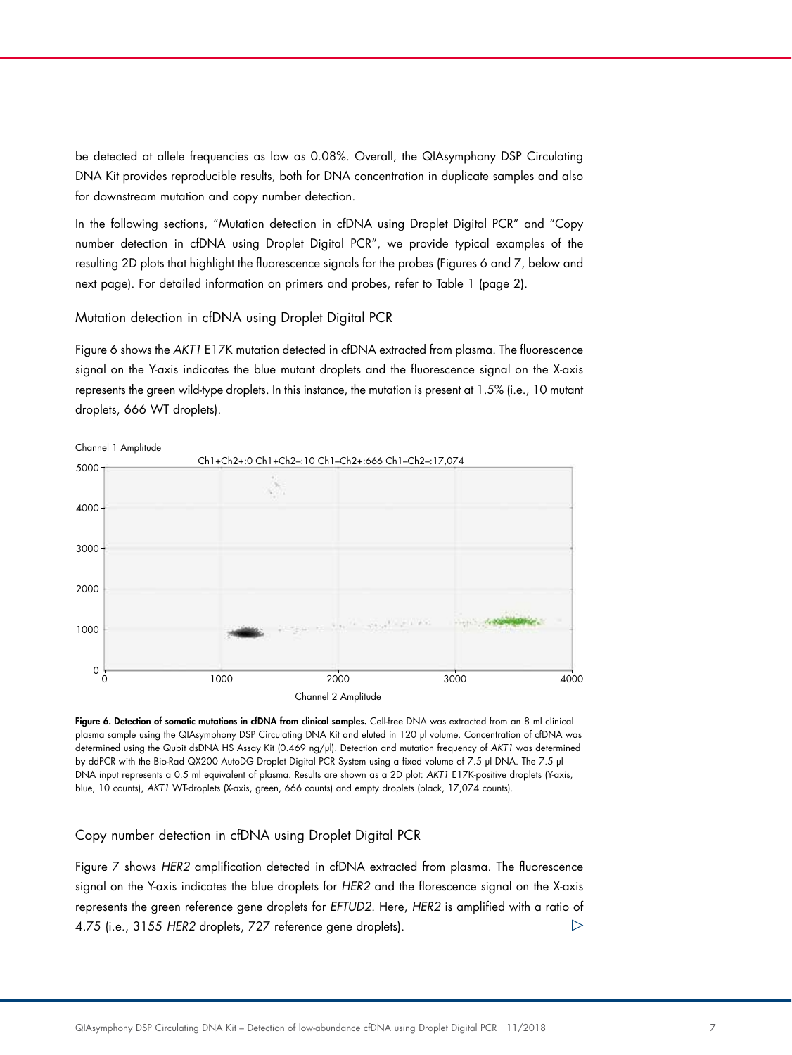be detected at allele frequencies as low as 0.08%. Overall, the QIAsymphony DSP Circulating DNA Kit provides reproducible results, both for DNA concentration in duplicate samples and also for downstream mutation and copy number detection.

In the following sections, "Mutation detection in cfDNA using Droplet Digital PCR" and "Copy number detection in cfDNA using Droplet Digital PCR", we provide typical examples of the resulting 2D plots that highlight the fluorescence signals for the probes (Figures 6 and 7, below and next page). For detailed information on primers and probes, refer to Table 1 (page 2).

## Mutation detection in cfDNA using Droplet Digital PCR

Figure 6 shows the *AKT1* E17K mutation detected in cfDNA extracted from plasma. The fluorescence signal on the Y-axis indicates the blue mutant droplets and the fluorescence signal on the X-axis represents the green wild-type droplets. In this instance, the mutation is present at 1.5% (i.e., 10 mutant droplets, 666 WT droplets).

Channel 1 Amplitude

Ch1+Ch2+:0 Ch1+Ch2–:10 Ch1–Ch2+:666 Ch1–Ch2–:17,074

Channel 2 Amplitude

**Figure 6. Detection of somatic mutations in cfDNA from clinical samples.** Cell-free DNA was extracted from an 8 ml clinical plasma sample using the QIAsymphony DSP Circulating DNA Kit and eluted in 120 µl volume. Concentration of cfDNA was determined using the Qubit dsDNA HS Assay Kit (0.469 ng/µl). Detection and mutation frequency of *AKT1* was determined by ddPCR with the Bio-Rad QX200 AutoDG Droplet Digital PCR System using a fixed volume of 7.5 µl DNA. The 7.5 µl DNA input represents a 0.5 ml equivalent of plasma. Results are shown as a 2D plot: *AKT1* E17K-positive droplets (Y-axis, blue, 10 counts), *AKT1* WT-droplets (X-axis, green, 666 counts) and empty droplets (black, 17,074 counts).

## Copy number detection in cfDNA using Droplet Digital PCR

Figure 7 shows *HER2* amplification detected in cfDNA extracted from plasma. The fluorescence signal on the Y-axis indicates the blue droplets for *HER2* and the florescence signal on the X-axis represents the green reference gene droplets for *EFTUD2*. Here, *HER2* is amplified with a ratio of 4.75 (i.e., 3155 *HER2* droplets, 727 reference gene droplets).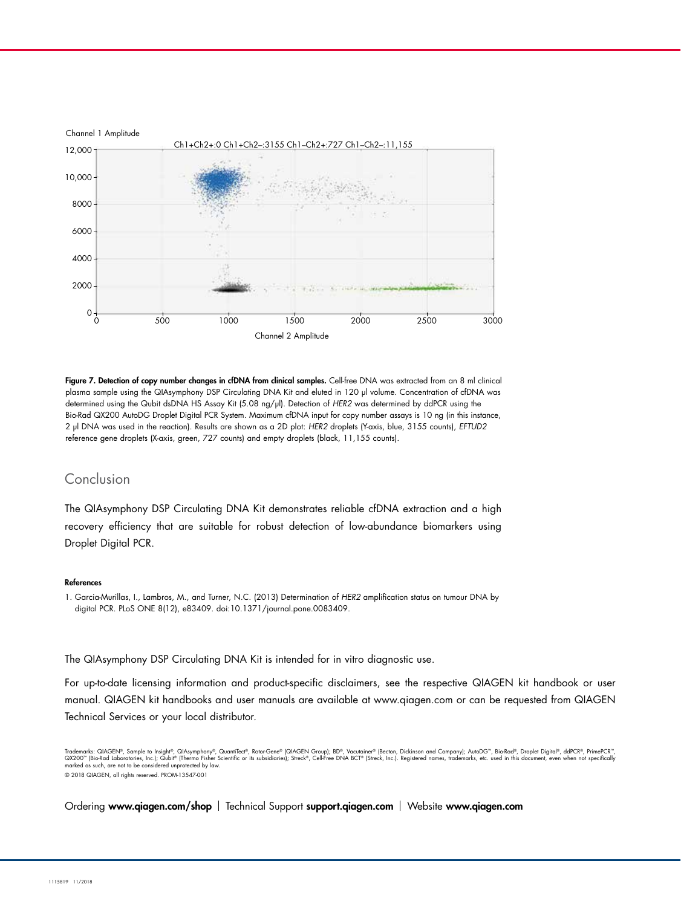Channel 1 Amplitude

Ch1+Ch2+:0 Ch1+Ch2–:3155 Ch1–Ch2+:727 Ch1–Ch2–:11,155

12,000

10,000

8000

6000

4000

2000

0

0 500 1000 1500 2000 2500 3000

Channel 2 Amplitude

**Figure 7. Detection of copy number changes in cfDNA from clinical samples.** Cell-free DNA was extracted from an 8 ml clinical plasma sample using the QIAsymphony DSP Circulating DNA Kit and eluted in 120 µl volume. Concentration of cfDNA was determined using the Qubit dsDNA HS Assay Kit (5.08 ng/µl). Detection of *HER2* was determined by ddPCR using the Bio-Rad QX200 AutoDG Droplet Digital PCR System. Maximum cfDNA input for copy number assays is 10 ng (in this instance, 2 µl DNA was used in the reaction). Results are shown as a 2D plot: *HER2* droplets (Y-axis, blue, 3155 counts), *EFTUD2* reference gene droplets (X-axis, green, 727 counts) and empty droplets (black, 11,155 counts).

## Conclusion

The QIAsymphony DSP Circulating DNA Kit demonstrates reliable cfDNA extraction and a high recovery efficiency that are suitable for robust detection of low-abundance biomarkers using Droplet Digital PCR.

#### References

1. Garcia-Murillas, I., Lambros, M., and Turner, N.C. (2013) Determination of *HER2* amplification status on tumour DNA by digital PCR. PLoS ONE 8(12), e83409. doi:10.1371/journal.pone.0083409.

The QIAsymphony DSP Circulating DNA Kit is intended for in vitro diagnostic use.

For up-to-date licensing information and product-specific disclaimers, see the respective QIAGEN kit handbook or user manual. QIAGEN kit handbooks and user manuals are available at www.qiagen.com or can be requested from QIAGEN Technical Services or your local distributor.

Trademarks: QIAGEN®, Sample to Insight®, QIAsymphony®, QuantiTect®, Rotor-Gene® (QIAGEN Group); BD®, Vacutainer® (Becton, Dickinson and Company); AutoDG™, Bio-Rad®, Droplet Digital®, ddPCR®, PrimePCR™, QX200™ (Bio-Rad Laboratories, Inc.); Qubit® (Thermo Fisher Scientific or its subsidiaries); Streck®, Cell-Free DNA BCT® (Streck, Inc.). Registered names, trademarks, etc. used in this document, even when not specifically marked as such, are not to be considered unprotected by law.

© 2018 QIAGEN, all rights reserved. PROM-13547-001

Ordering **www.qiagen.com/shop** | Technical Support **support.qiagen.com** | Website **www.qiagen.com**

1115819 11/2018